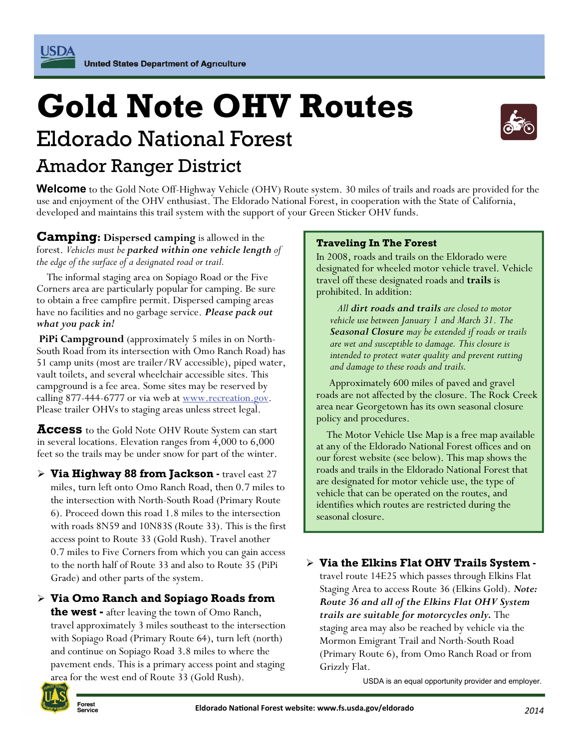USDA United States Department of Agriculture

# Gold Note OHV Routes

## Eldorado National Forest

## Amador Ranger District

**Welcome** to the Gold Note Off-Highway Vehicle (OHV) Route system. 30 miles of trails and roads are provided for the use and enjoyment of the OHV enthusiast. The Eldorado National Forest, in cooperation with the State of California, developed and maintains this trail system with the support of your Green Sticker OHV funds.

**Camping: Dispersed camping** is allowed in the forest. *Vehicles must be **parked within one vehicle length** of the edge of the surface of a designated road or trail.*

The informal staging area on Sopiago Road or the Five Corners area are particularly popular for camping. Be sure to obtain a free campfire permit. Dispersed camping areas have no facilities and no garbage service. ***Please pack out what you pack in!***

**PiPi Campground** (approximately 5 miles in on North-South Road from its intersection with Omo Ranch Road) has 51 camp units (most are trailer/RV accessible), piped water, vault toilets, and several wheelchair accessible sites. This campground is a fee area. Some sites may be reserved by calling 877-444-6777 or via web at www.recreation.gov. Please trailer OHVs to staging areas unless street legal.

**Access** to the Gold Note OHV Route System can start in several locations. Elevation ranges from 4,000 to 6,000 feet so the trails may be under snow for part of the winter.

- **Via Highway 88 from Jackson -** travel east 27 miles, turn left onto Omo Ranch Road, then 0.7 miles to the intersection with North-South Road (Primary Route 6). Proceed down this road 1.8 miles to the intersection with roads 8N59 and 10N83S (Route 33). This is the first access point to Route 33 (Gold Rush). Travel another 0.7 miles to Five Corners from which you can gain access to the north half of Route 33 and also to Route 35 (PiPi Grade) and other parts of the system.
- **Via Omo Ranch and Sopiago Roads from the west -** after leaving the town of Omo Ranch, travel approximately 3 miles southeast to the intersection with Sopiago Road (Primary Route 64), turn left (north) and continue on Sopiago Road 3.8 miles to where the pavement ends. This is a primary access point and staging area for the west end of Route 33 (Gold Rush).
- **Via the Elkins Flat OHV Trails System -** travel route 14E25 which passes through Elkins Flat Staging Area to access Route 36 (Elkins Gold). ***Note: Route 36 and all of the Elkins Flat OHV System trails are suitable for motorcycles only.*** The staging area may also be reached by vehicle via the Mormon Emigrant Trail and North-South Road (Primary Route 6), from Omo Ranch Road or from Grizzly Flat.

**Traveling In The Forest**

In 2008, roads and trails on the Eldorado were designated for wheeled motor vehicle travel. Vehicle travel off these designated roads and **trails** is prohibited. In addition:

> *All **dirt roads and trails** are closed to motor vehicle use between January 1 and March 31. The **Seasonal Closure** may be extended if roads or trails are wet and susceptible to damage. This closure is intended to protect water quality and prevent rutting and damage to these roads and trails.*

Approximately 600 miles of paved and gravel roads are not affected by the closure. The Rock Creek area near Georgetown has its own seasonal closure policy and procedures.

The Motor Vehicle Use Map is a free map available at any of the Eldorado National Forest offices and on our forest website (see below). This map shows the roads and trails in the Eldorado National Forest that are designated for motor vehicle use, the type of vehicle that can be operated on the routes, and identifies which routes are restricted during the seasonal closure.

USDA is an equal opportunity provider and employer.

Eldorado National Forest website: www.fs.usda.gov/eldorado

2014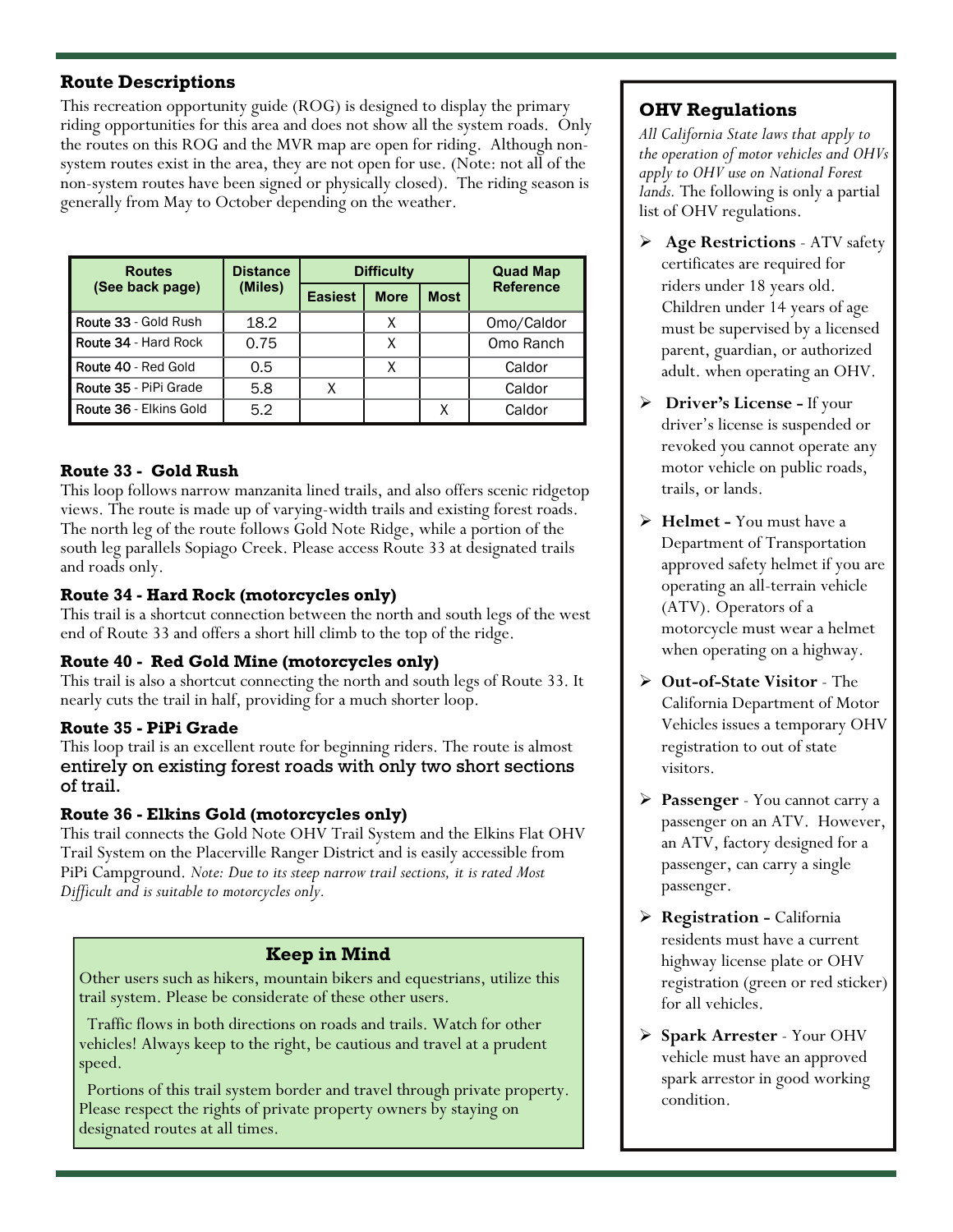## Route Descriptions

This recreation opportunity guide (ROG) is designed to display the primary riding opportunities for this area and does not show all the system roads. Only the routes on this ROG and the MVR map are open for riding. Although non-system routes exist in the area, they are not open for use. (Note: not all of the non-system routes have been signed or physically closed). The riding season is generally from May to October depending on the weather.

| Routes (See back page) | Distance (Miles) | Difficulty | | | Quad Map Reference |
|---|---|---|---|---|---|
| | | Easiest | More | Most | |
| **Route 33** - Gold Rush | 18.2 | | X | | Omo/Caldor |
| **Route 34** - Hard Rock | 0.75 | | X | | Omo Ranch |
| **Route 40** - Red Gold | 0.5 | | X | | Caldor |
| **Route 35** - PiPi Grade | 5.8 | X | | | Caldor |
| **Route 36** - Elkins Gold | 5.2 | | | X | Caldor |

### Route 33 - Gold Rush

This loop follows narrow manzanita lined trails, and also offers scenic ridgetop views. The route is made up of varying-width trails and existing forest roads. The north leg of the route follows Gold Note Ridge, while a portion of the south leg parallels Sopiago Creek. Please access Route 33 at designated trails and roads only.

### Route 34 - Hard Rock (motorcycles only)

This trail is a shortcut connection between the north and south legs of the west end of Route 33 and offers a short hill climb to the top of the ridge.

### Route 40 - Red Gold Mine (motorcycles only)

This trail is also a shortcut connecting the north and south legs of Route 33. It nearly cuts the trail in half, providing for a much shorter loop.

### Route 35 - PiPi Grade

This loop trail is an excellent route for beginning riders. The route is almost entirely on existing forest roads with only two short sections of trail.

### Route 36 - Elkins Gold (motorcycles only)

This trail connects the Gold Note OHV Trail System and the Elkins Flat OHV Trail System on the Placerville Ranger District and is easily accessible from PiPi Campground. *Note: Due to its steep narrow trail sections, it is rated Most Difficult and is suitable to motorcycles only.*

### Keep in Mind

Other users such as hikers, mountain bikers and equestrians, utilize this trail system. Please be considerate of these other users.

Traffic flows in both directions on roads and trails. Watch for other vehicles! Always keep to the right, be cautious and travel at a prudent speed.

Portions of this trail system border and travel through private property. Please respect the rights of private property owners by staying on designated routes at all times.

## OHV Regulations

*All California State laws that apply to the operation of motor vehicles and OHVs apply to OHV use on National Forest lands.* The following is only a partial list of OHV regulations.

- **Age Restrictions** - ATV safety certificates are required for riders under 18 years old. Children under 14 years of age must be supervised by a licensed parent, guardian, or authorized adult. when operating an OHV.
- **Driver's License -** If your driver's license is suspended or revoked you cannot operate any motor vehicle on public roads, trails, or lands.
- **Helmet -** You must have a Department of Transportation approved safety helmet if you are operating an all-terrain vehicle (ATV). Operators of a motorcycle must wear a helmet when operating on a highway.
- **Out-of-State Visitor** - The California Department of Motor Vehicles issues a temporary OHV registration to out of state visitors.
- **Passenger** - You cannot carry a passenger on an ATV. However, an ATV, factory designed for a passenger, can carry a single passenger.
- **Registration -** California residents must have a current highway license plate or OHV registration (green or red sticker) for all vehicles.
- **Spark Arrester** - Your OHV vehicle must have an approved spark arrestor in good working condition.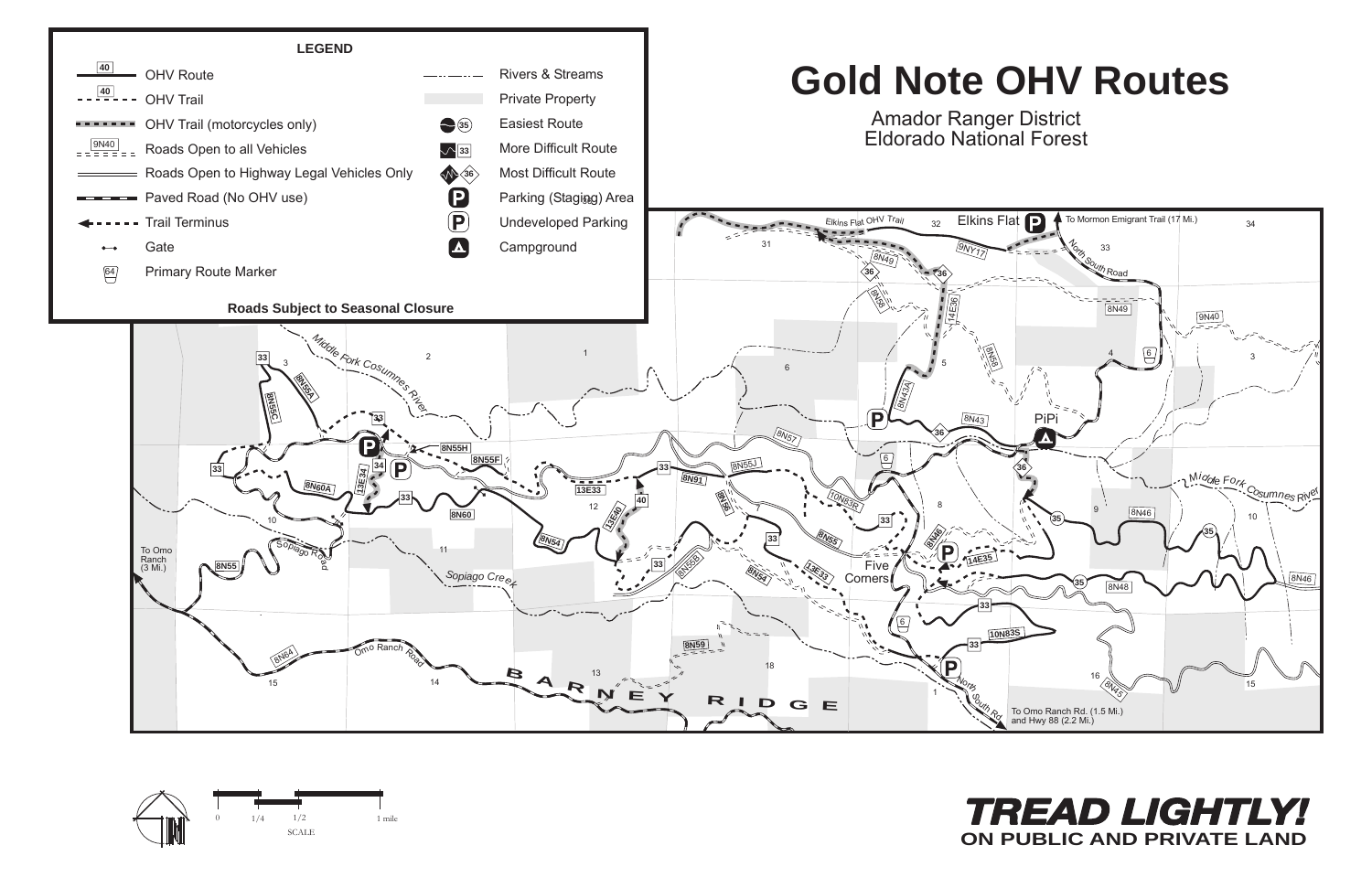# Gold Note OHV Routes

Amador Ranger District
Eldorado National Forest

**LEGEND**

- 40 OHV Route
- 40 OHV Trail
- OHV Trail (motorcycles only)
- 9N40 Roads Open to all Vehicles
- Roads Open to Highway Legal Vehicles Only
- Paved Road (No OHV use)
- Trail Terminus
- Gate
- 64 Primary Route Marker
- Rivers & Streams
- Private Property
- 35 Easiest Route
- 33 More Difficult Route
- 36 Most Difficult Route
- Parking (Staging) Area
- Undeveloped Parking
- Campground

**Roads Subject to Seasonal Closure**

Elkins Flat OHV Trail
Elkins Flat
To Mormon Emigrant Trail (17 Mi.)
North South Road
Middle Fork Cosumnes River
PiPi
Five Corners
Sopiago Road
Sopiago Creek
Omo Ranch Road
BARNEY RIDGE
North South Rd.
To Omo Ranch (3 Mi.)
To Omo Ranch Rd. (1.5 Mi.) and Hwy 88 (2.2 Mi.)

0 1/4 1/2 1 mile
SCALE

**TREAD LIGHTLY!**
**ON PUBLIC AND PRIVATE LAND**